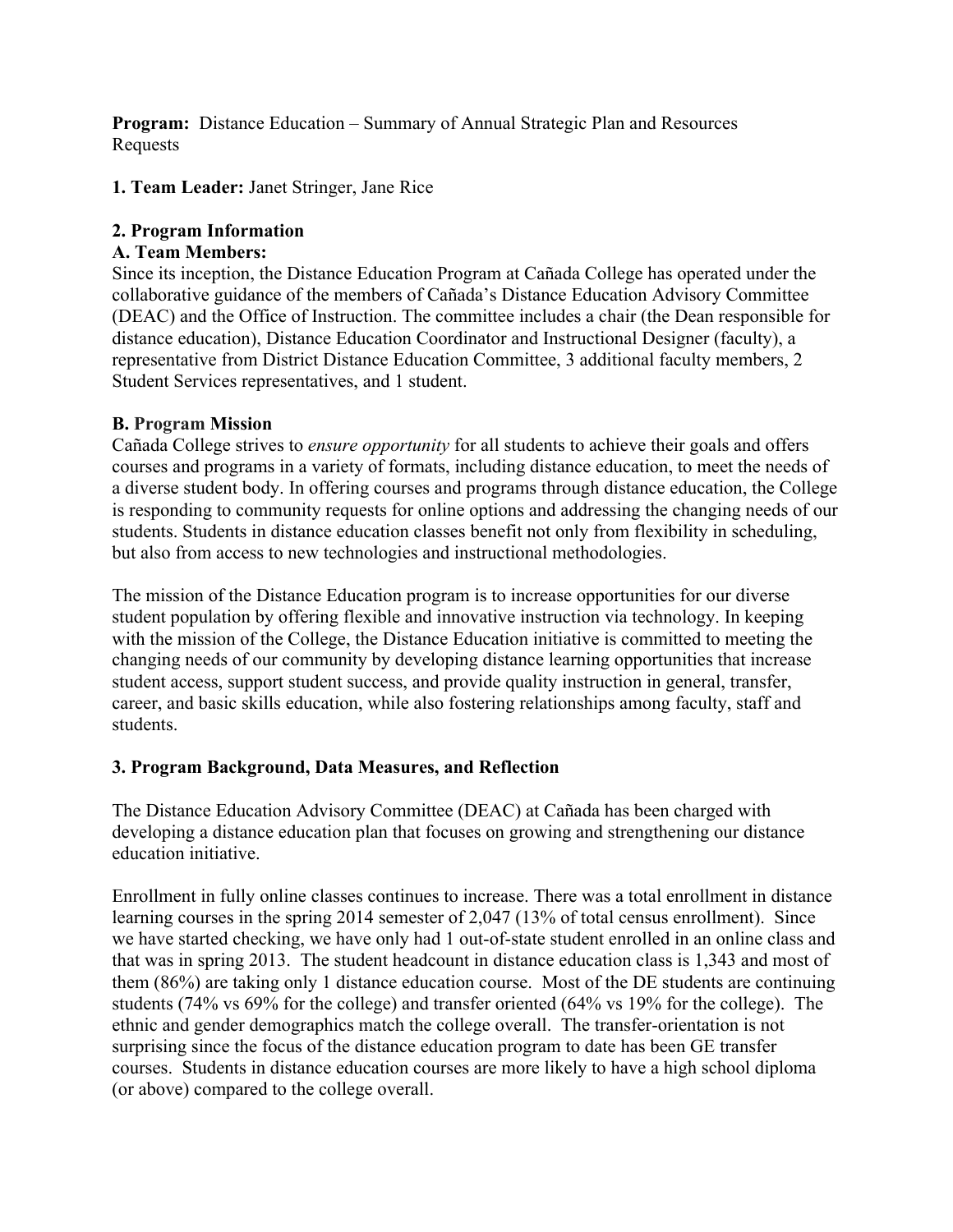**Program:** Distance Education – Summary of Annual Strategic Plan and Resources Requests

**1. Team Leader:** Janet Stringer, Jane Rice

**2. Program Information**

**A. Team Members:**

Since its inception, the Distance Education Program at Cañada College has operated under the collaborative guidance of the members of Cañada's Distance Education Advisory Committee (DEAC) and the Office of Instruction. The committee includes a chair (the Dean responsible for distance education), Distance Education Coordinator and Instructional Designer (faculty), a representative from District Distance Education Committee, 3 additional faculty members, 2 Student Services representatives, and 1 student.

**B. Program Mission**

Cañada College strives to *ensure opportunity* for all students to achieve their goals and offers courses and programs in a variety of formats, including distance education, to meet the needs of a diverse student body. In offering courses and programs through distance education, the College is responding to community requests for online options and addressing the changing needs of our students. Students in distance education classes benefit not only from flexibility in scheduling, but also from access to new technologies and instructional methodologies.

The mission of the Distance Education program is to increase opportunities for our diverse student population by offering flexible and innovative instruction via technology. In keeping with the mission of the College, the Distance Education initiative is committed to meeting the changing needs of our community by developing distance learning opportunities that increase student access, support student success, and provide quality instruction in general, transfer, career, and basic skills education, while also fostering relationships among faculty, staff and students.

**3. Program Background, Data Measures, and Reflection**

The Distance Education Advisory Committee (DEAC) at Cañada has been charged with developing a distance education plan that focuses on growing and strengthening our distance education initiative.

Enrollment in fully online classes continues to increase. There was a total enrollment in distance learning courses in the spring 2014 semester of 2,047 (13% of total census enrollment). Since we have started checking, we have only had 1 out-of-state student enrolled in an online class and that was in spring 2013. The student headcount in distance education class is 1,343 and most of them (86%) are taking only 1 distance education course. Most of the DE students are continuing students (74% vs 69% for the college) and transfer oriented (64% vs 19% for the college). The ethnic and gender demographics match the college overall. The transfer-orientation is not surprising since the focus of the distance education program to date has been GE transfer courses. Students in distance education courses are more likely to have a high school diploma (or above) compared to the college overall.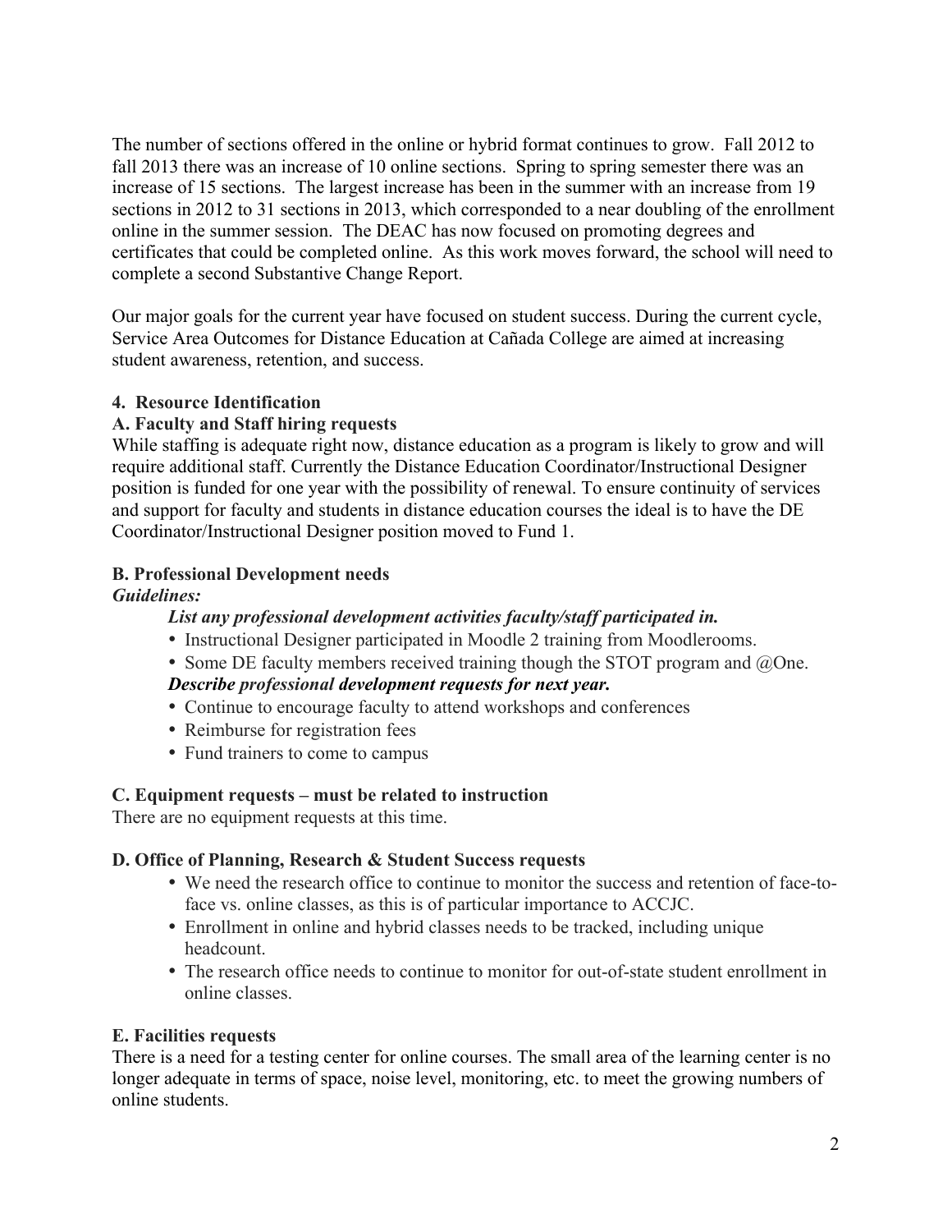The number of sections offered in the online or hybrid format continues to grow. Fall 2012 to fall 2013 there was an increase of 10 online sections. Spring to spring semester there was an increase of 15 sections. The largest increase has been in the summer with an increase from 19 sections in 2012 to 31 sections in 2013, which corresponded to a near doubling of the enrollment online in the summer session. The DEAC has now focused on promoting degrees and certificates that could be completed online. As this work moves forward, the school will need to complete a second Substantive Change Report.

Our major goals for the current year have focused on student success. During the current cycle, Service Area Outcomes for Distance Education at Cañada College are aimed at increasing student awareness, retention, and success.

### 4. Resource Identification

#### A. Faculty and Staff hiring requests

While staffing is adequate right now, distance education as a program is likely to grow and will require additional staff. Currently the Distance Education Coordinator/Instructional Designer position is funded for one year with the possibility of renewal. To ensure continuity of services and support for faculty and students in distance education courses the ideal is to have the DE Coordinator/Instructional Designer position moved to Fund 1.

#### B. Professional Development needs

***Guidelines:***

***List any professional development activities faculty/staff participated in.***

- Instructional Designer participated in Moodle 2 training from Moodlerooms.
- Some DE faculty members received training though the STOT program and @One.

***Describe professional development requests for next year.***

- Continue to encourage faculty to attend workshops and conferences
- Reimburse for registration fees
- Fund trainers to come to campus

#### C. Equipment requests – must be related to instruction

There are no equipment requests at this time.

#### D. Office of Planning, Research & Student Success requests

- We need the research office to continue to monitor the success and retention of face-to-face vs. online classes, as this is of particular importance to ACCJC.
- Enrollment in online and hybrid classes needs to be tracked, including unique headcount.
- The research office needs to continue to monitor for out-of-state student enrollment in online classes.

#### E. Facilities requests

There is a need for a testing center for online courses. The small area of the learning center is no longer adequate in terms of space, noise level, monitoring, etc. to meet the growing numbers of online students.